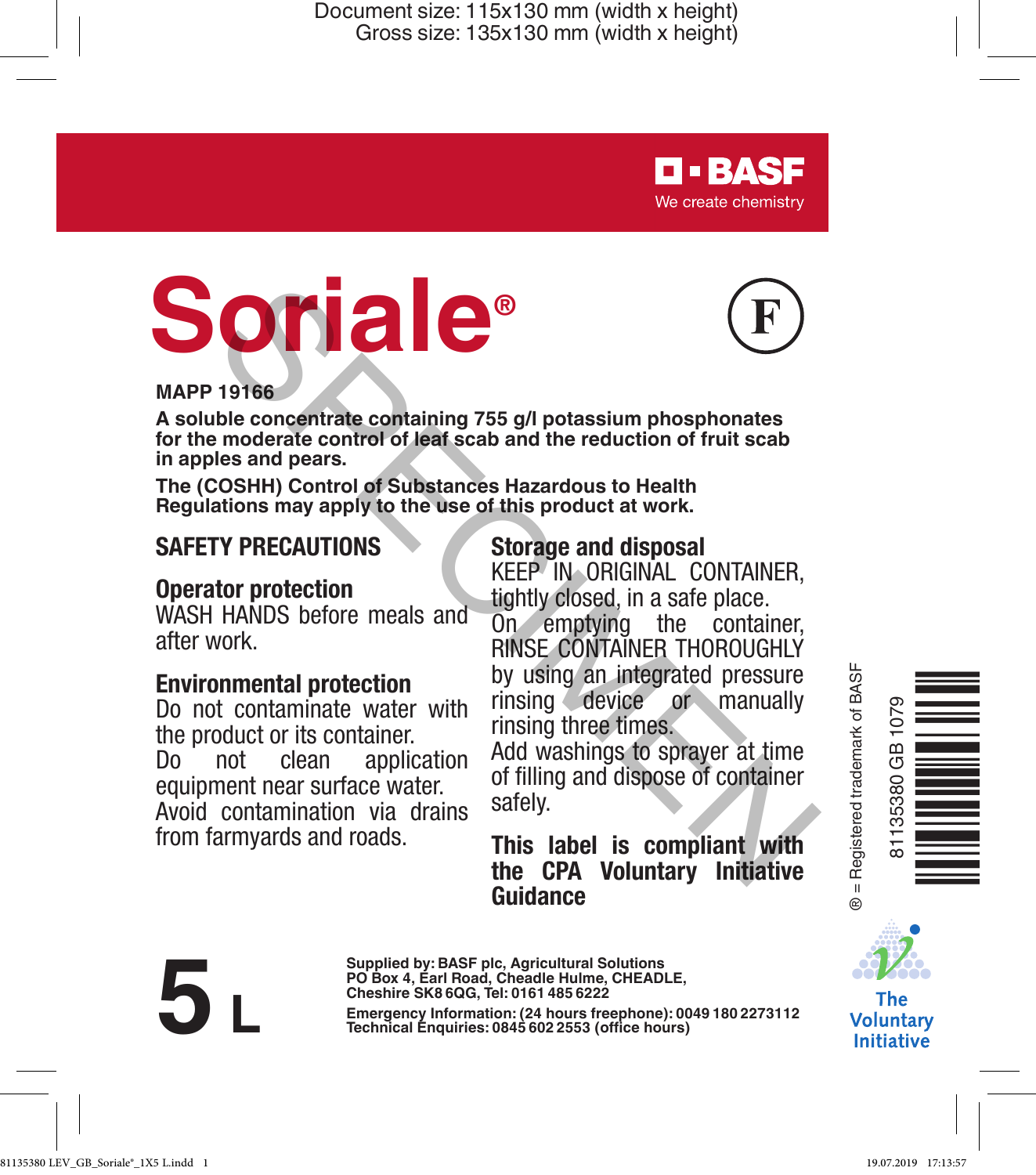Document size: 115x130 mm (width x height)
Gross size: 135x130 mm (width x height)

BASF
We create chemistry

# Soriale®

F

**MAPP 19166**

**A soluble concentrate containing 755 g/l potassium phosphonates for the moderate control of leaf scab and the reduction of fruit scab in apples and pears.**

**The (COSHH) Control of Substances Hazardous to Health Regulations may apply to the use of this product at work.**

## SAFETY PRECAUTIONS

### Operator protection

WASH HANDS before meals and after work.

### Environmental protection

Do not contaminate water with the product or its container.
Do not clean application equipment near surface water.
Avoid contamination via drains from farmyards and roads.

### Storage and disposal

KEEP IN ORIGINAL CONTAINER, tightly closed, in a safe place.
On emptying the container, RINSE CONTAINER THOROUGHLY by using an integrated pressure rinsing device or manually rinsing three times.
Add washings to sprayer at time of filling and dispose of container safely.

**This label is compliant with the CPA Voluntary Initiative Guidance**

® = Registered trademark of BASF

81135380 GB 1079

**5 L**

**Supplied by: BASF plc, Agricultural Solutions
PO Box 4, Earl Road, Cheadle Hulme, CHEADLE, Cheshire SK8 6QG, Tel: 0161 485 6222**

**Emergency Information: (24 hours freephone): 0049 180 2273112
Technical Enquiries: 0845 602 2553 (office hours)**

The Voluntary Initiative

SPECIMEN

81135380 LEV_GB_Soriale®_1X5 L.indd 1 19.07.2019 17:13:57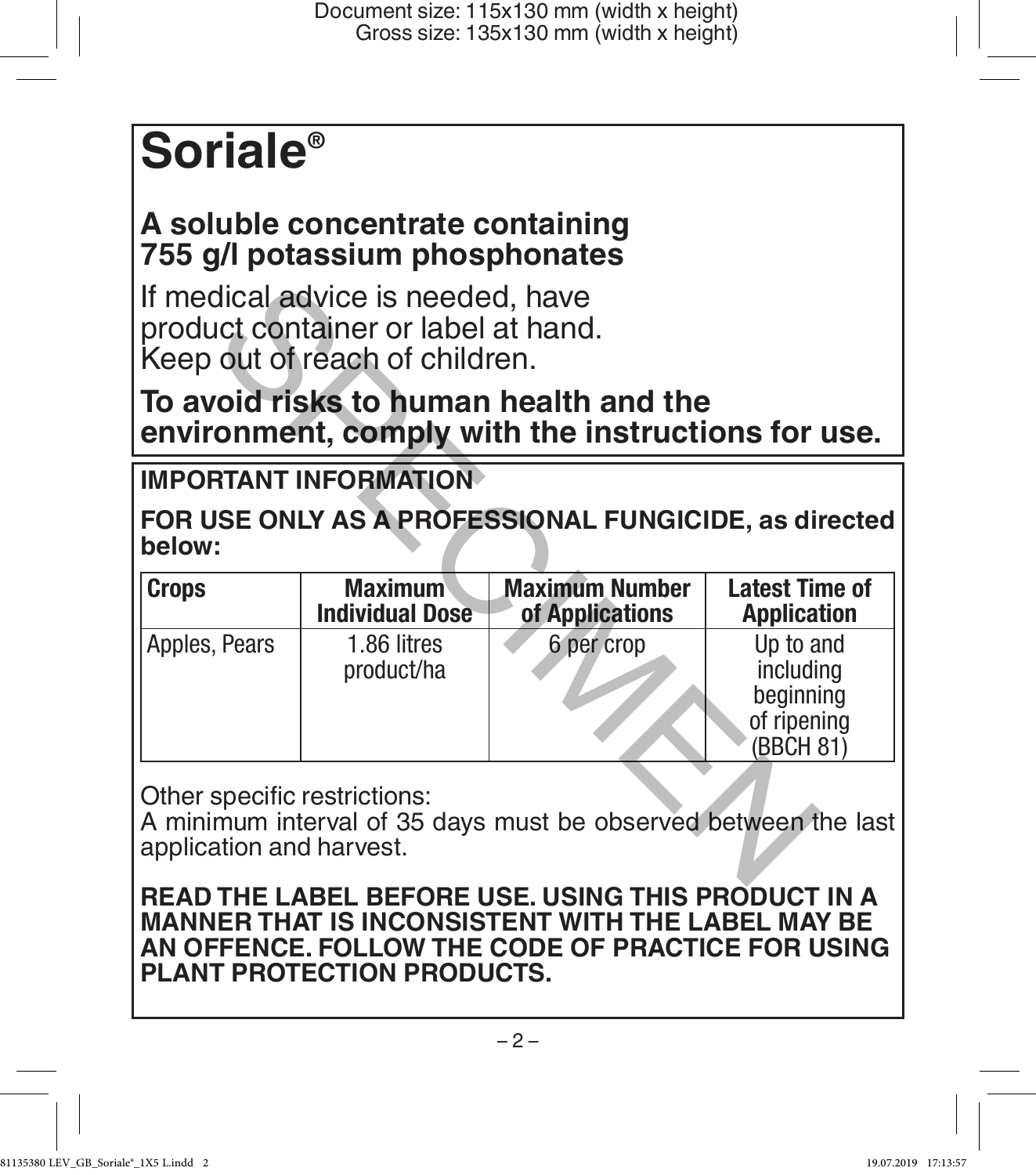# Soriale®

## A soluble concentrate containing 755 g/l potassium phosphonates

If medical advice is needed, have product container or label at hand.
Keep out of reach of children.

**To avoid risks to human health and the environment, comply with the instructions for use.**

**IMPORTANT INFORMATION**

**FOR USE ONLY AS A PROFESSIONAL FUNGICIDE, as directed below:**

| Crops | Maximum Individual Dose | Maximum Number of Applications | Latest Time of Application |
|---|---|---|---|
| Apples, Pears | 1.86 litres product/ha | 6 per crop | Up to and including beginning of ripening (BBCH 81) |

Other specific restrictions:
A minimum interval of 35 days must be observed between the last application and harvest.

**READ THE LABEL BEFORE USE. USING THIS PRODUCT IN A MANNER THAT IS INCONSISTENT WITH THE LABEL MAY BE AN OFFENCE. FOLLOW THE CODE OF PRACTICE FOR USING PLANT PROTECTION PRODUCTS.**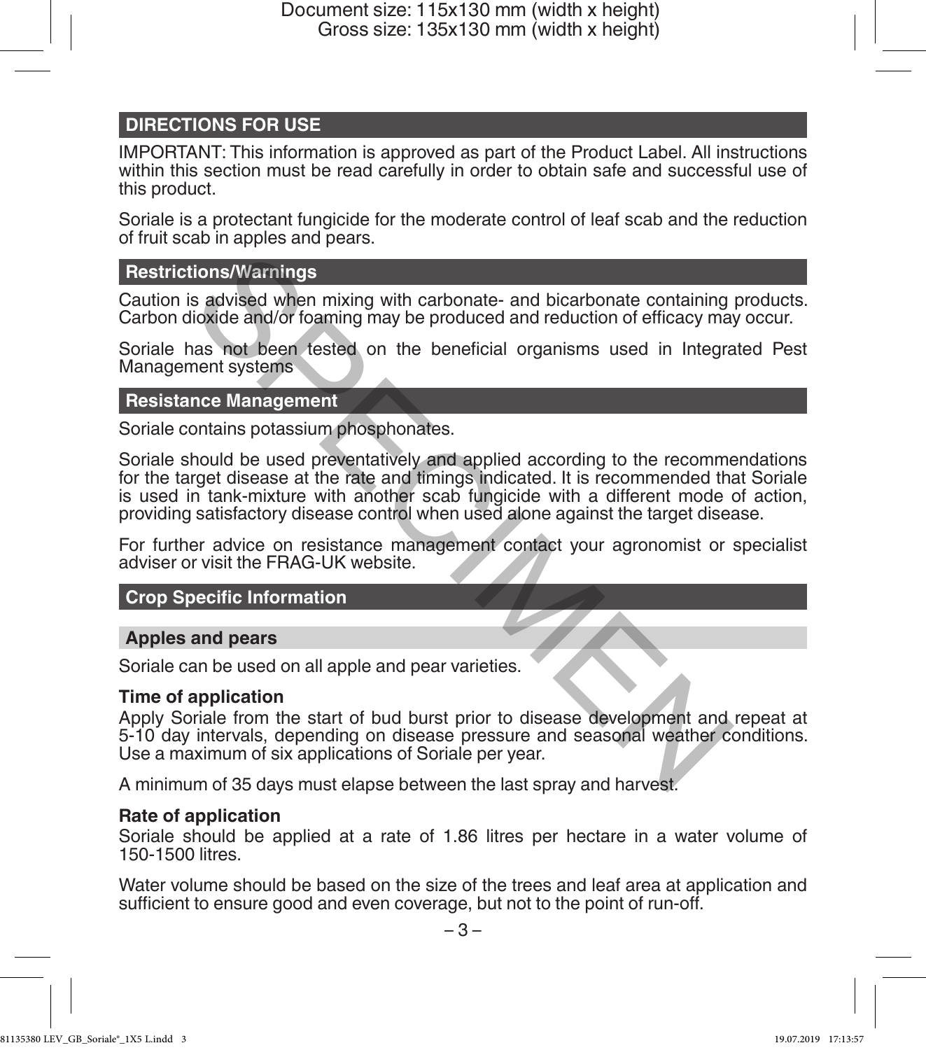## DIRECTIONS FOR USE

IMPORTANT: This information is approved as part of the Product Label. All instructions within this section must be read carefully in order to obtain safe and successful use of this product.

Soriale is a protectant fungicide for the moderate control of leaf scab and the reduction of fruit scab in apples and pears.

### Restrictions/Warnings

Caution is advised when mixing with carbonate- and bicarbonate containing products. Carbon dioxide and/or foaming may be produced and reduction of efficacy may occur.

Soriale has not been tested on the beneficial organisms used in Integrated Pest Management systems

### Resistance Management

Soriale contains potassium phosphonates.

Soriale should be used preventatively and applied according to the recommendations for the target disease at the rate and timings indicated. It is recommended that Soriale is used in tank-mixture with another scab fungicide with a different mode of action, providing satisfactory disease control when used alone against the target disease.

For further advice on resistance management contact your agronomist or specialist adviser or visit the FRAG-UK website.

### Crop Specific Information

#### Apples and pears

Soriale can be used on all apple and pear varieties.

**Time of application**

Apply Soriale from the start of bud burst prior to disease development and repeat at 5-10 day intervals, depending on disease pressure and seasonal weather conditions. Use a maximum of six applications of Soriale per year.

A minimum of 35 days must elapse between the last spray and harvest.

**Rate of application**

Soriale should be applied at a rate of 1.86 litres per hectare in a water volume of 150-1500 litres.

Water volume should be based on the size of the trees and leaf area at application and sufficient to ensure good and even coverage, but not to the point of run-off.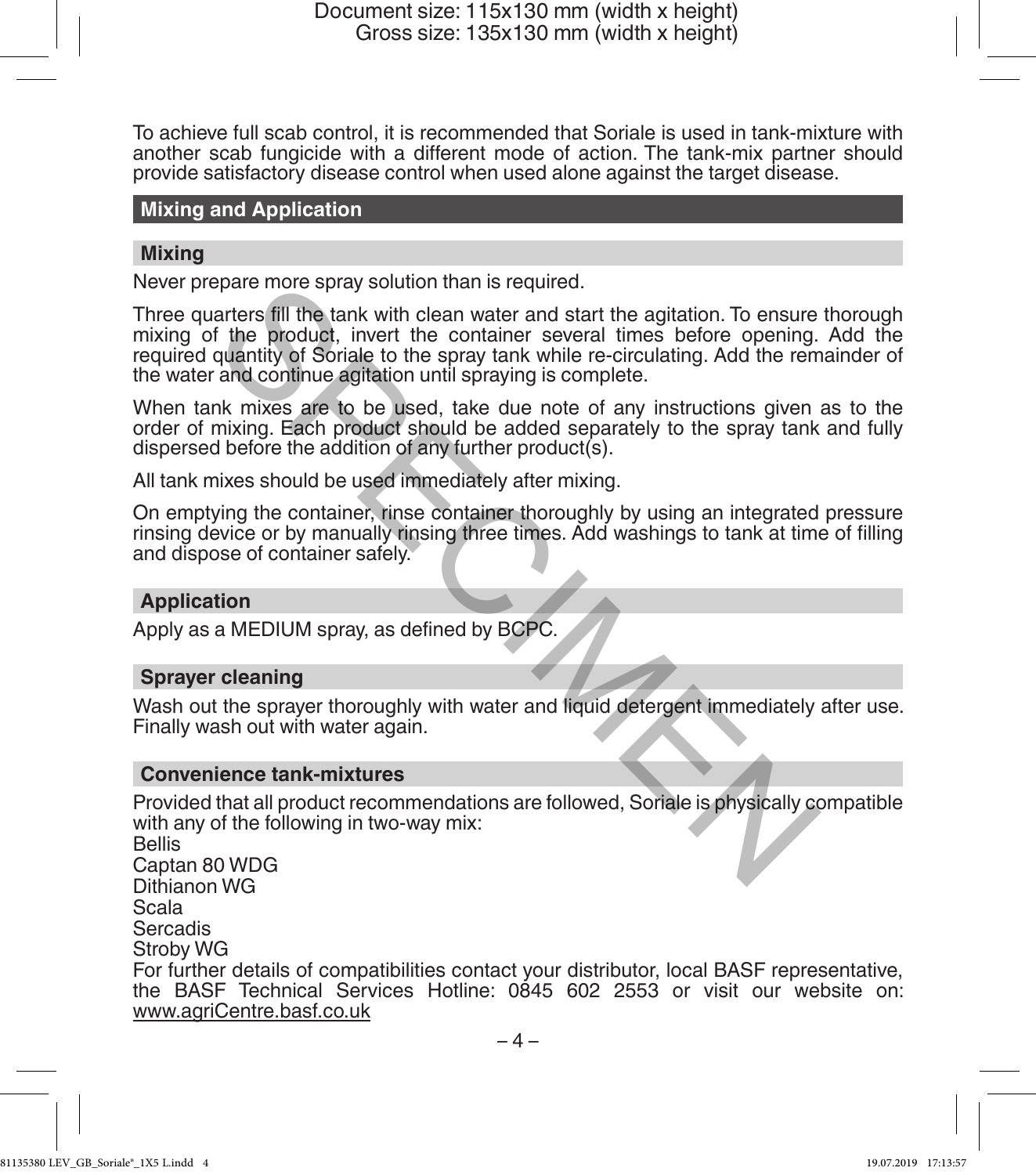To achieve full scab control, it is recommended that Soriale is used in tank-mixture with another scab fungicide with a different mode of action. The tank-mix partner should provide satisfactory disease control when used alone against the target disease.

## Mixing and Application

### Mixing

Never prepare more spray solution than is required.

Three quarters fill the tank with clean water and start the agitation. To ensure thorough mixing of the product, invert the container several times before opening. Add the required quantity of Soriale to the spray tank while re-circulating. Add the remainder of the water and continue agitation until spraying is complete.

When tank mixes are to be used, take due note of any instructions given as to the order of mixing. Each product should be added separately to the spray tank and fully dispersed before the addition of any further product(s).

All tank mixes should be used immediately after mixing.

On emptying the container, rinse container thoroughly by using an integrated pressure rinsing device or by manually rinsing three times. Add washings to tank at time of filling and dispose of container safely.

### Application

Apply as a MEDIUM spray, as defined by BCPC.

### Sprayer cleaning

Wash out the sprayer thoroughly with water and liquid detergent immediately after use. Finally wash out with water again.

### Convenience tank-mixtures

Provided that all product recommendations are followed, Soriale is physically compatible with any of the following in two-way mix:

Bellis
Captan 80 WDG
Dithianon WG
Scala
Sercadis
Stroby WG

For further details of compatibilities contact your distributor, local BASF representative, the BASF Technical Services Hotline: 0845 602 2553 or visit our website on: www.agriCentre.basf.co.uk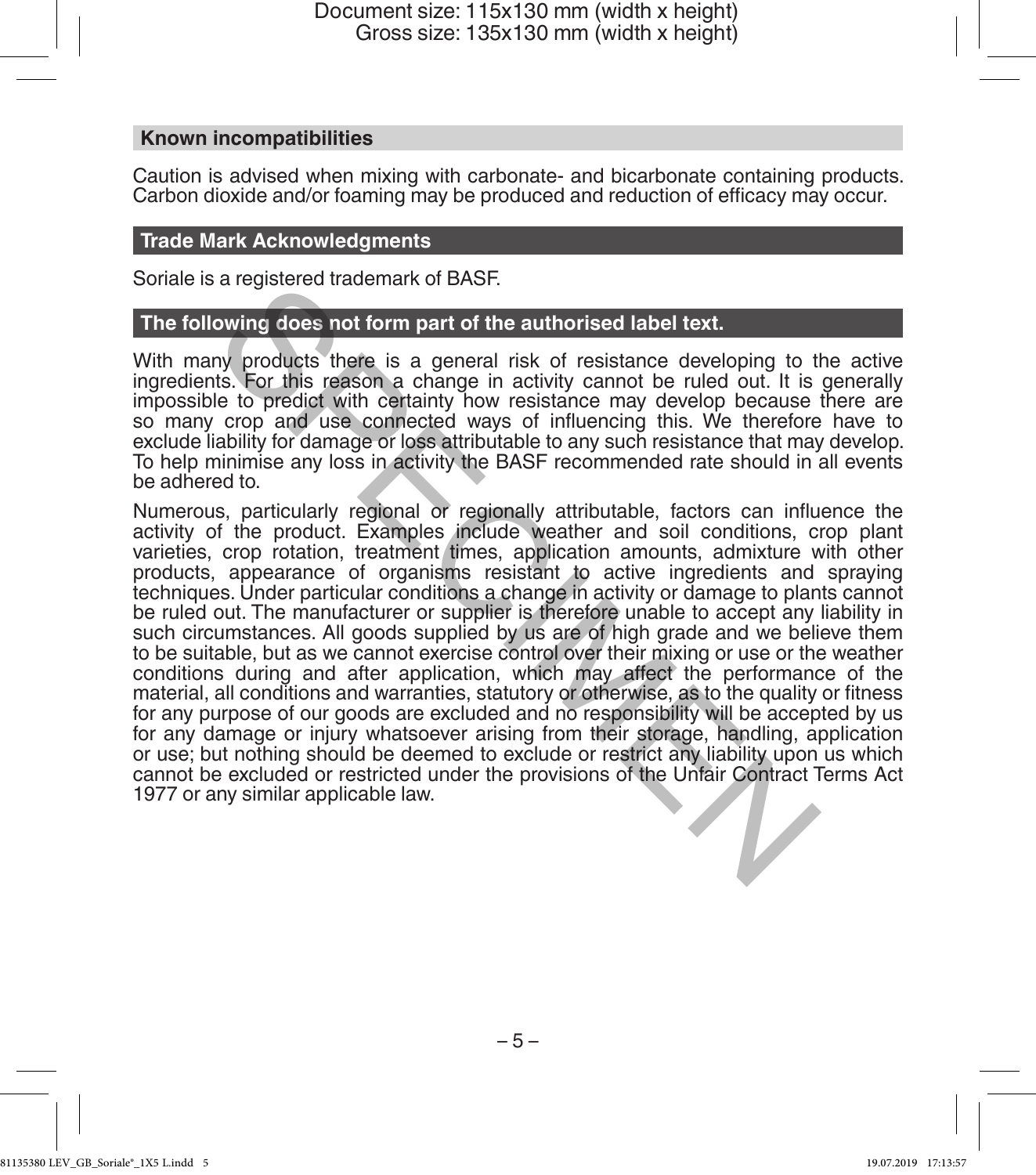## Known incompatibilities

Caution is advised when mixing with carbonate- and bicarbonate containing products. Carbon dioxide and/or foaming may be produced and reduction of efficacy may occur.

## Trade Mark Acknowledgments

Soriale is a registered trademark of BASF.

## The following does not form part of the authorised label text.

With many products there is a general risk of resistance developing to the active ingredients. For this reason a change in activity cannot be ruled out. It is generally impossible to predict with certainty how resistance may develop because there are so many crop and use connected ways of influencing this. We therefore have to exclude liability for damage or loss attributable to any such resistance that may develop. To help minimise any loss in activity the BASF recommended rate should in all events be adhered to.

Numerous, particularly regional or regionally attributable, factors can influence the activity of the product. Examples include weather and soil conditions, crop plant varieties, crop rotation, treatment times, application amounts, admixture with other products, appearance of organisms resistant to active ingredients and spraying techniques. Under particular conditions a change in activity or damage to plants cannot be ruled out. The manufacturer or supplier is therefore unable to accept any liability in such circumstances. All goods supplied by us are of high grade and we believe them to be suitable, but as we cannot exercise control over their mixing or use or the weather conditions during and after application, which may affect the performance of the material, all conditions and warranties, statutory or otherwise, as to the quality or fitness for any purpose of our goods are excluded and no responsibility will be accepted by us for any damage or injury whatsoever arising from their storage, handling, application or use; but nothing should be deemed to exclude or restrict any liability upon us which cannot be excluded or restricted under the provisions of the Unfair Contract Terms Act 1977 or any similar applicable law.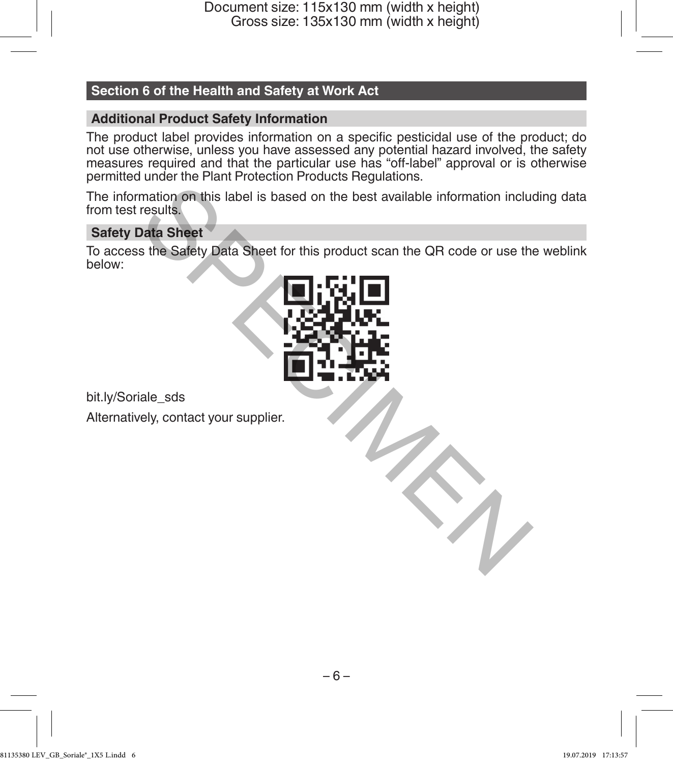## Section 6 of the Health and Safety at Work Act

### Additional Product Safety Information

The product label provides information on a specific pesticidal use of the product; do not use otherwise, unless you have assessed any potential hazard involved, the safety measures required and that the particular use has "off-label" approval or is otherwise permitted under the Plant Protection Products Regulations.

The information on this label is based on the best available information including data from test results.

### Safety Data Sheet

To access the Safety Data Sheet for this product scan the QR code or use the weblink below:

bit.ly/Soriale_sds

Alternatively, contact your supplier.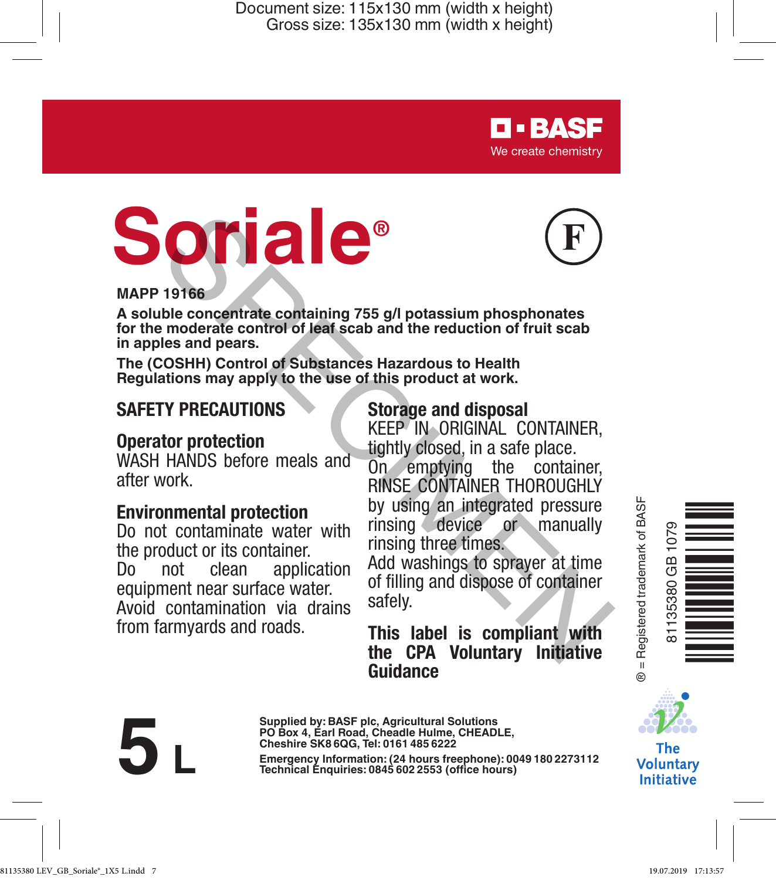Document size: 115x130 mm (width x height)
Gross size: 135x130 mm (width x height)

BASF
We create chemistry

# Soriale®

F

**MAPP 19166**

**A soluble concentrate containing 755 g/l potassium phosphonates for the moderate control of leaf scab and the reduction of fruit scab in apples and pears.**

**The (COSHH) Control of Substances Hazardous to Health Regulations may apply to the use of this product at work.**

## SAFETY PRECAUTIONS

### Operator protection

WASH HANDS before meals and after work.

### Environmental protection

Do not contaminate water with the product or its container.
Do not clean application equipment near surface water.
Avoid contamination via drains from farmyards and roads.

### Storage and disposal

KEEP IN ORIGINAL CONTAINER, tightly closed, in a safe place.
On emptying the container, RINSE CONTAINER THOROUGHLY by using an integrated pressure rinsing device or manually rinsing three times.
Add washings to sprayer at time of filling and dispose of container safely.

**This label is compliant with the CPA Voluntary Initiative Guidance**

SPECIMEN

® = Registered trademark of BASF

81135380 GB 1079

**5 L**

**Supplied by: BASF plc, Agricultural Solutions**
**PO Box 4, Earl Road, Cheadle Hulme, CHEADLE, Cheshire SK8 6QG, Tel: 0161 485 6222**

**Emergency Information: (24 hours freephone): 0049 180 2273112**
**Technical Enquiries: 0845 602 2553 (office hours)**

The Voluntary Initiative

81135380 LEV_GB_Soriale®_1X5 L.indd 7 19.07.2019 17:13:57